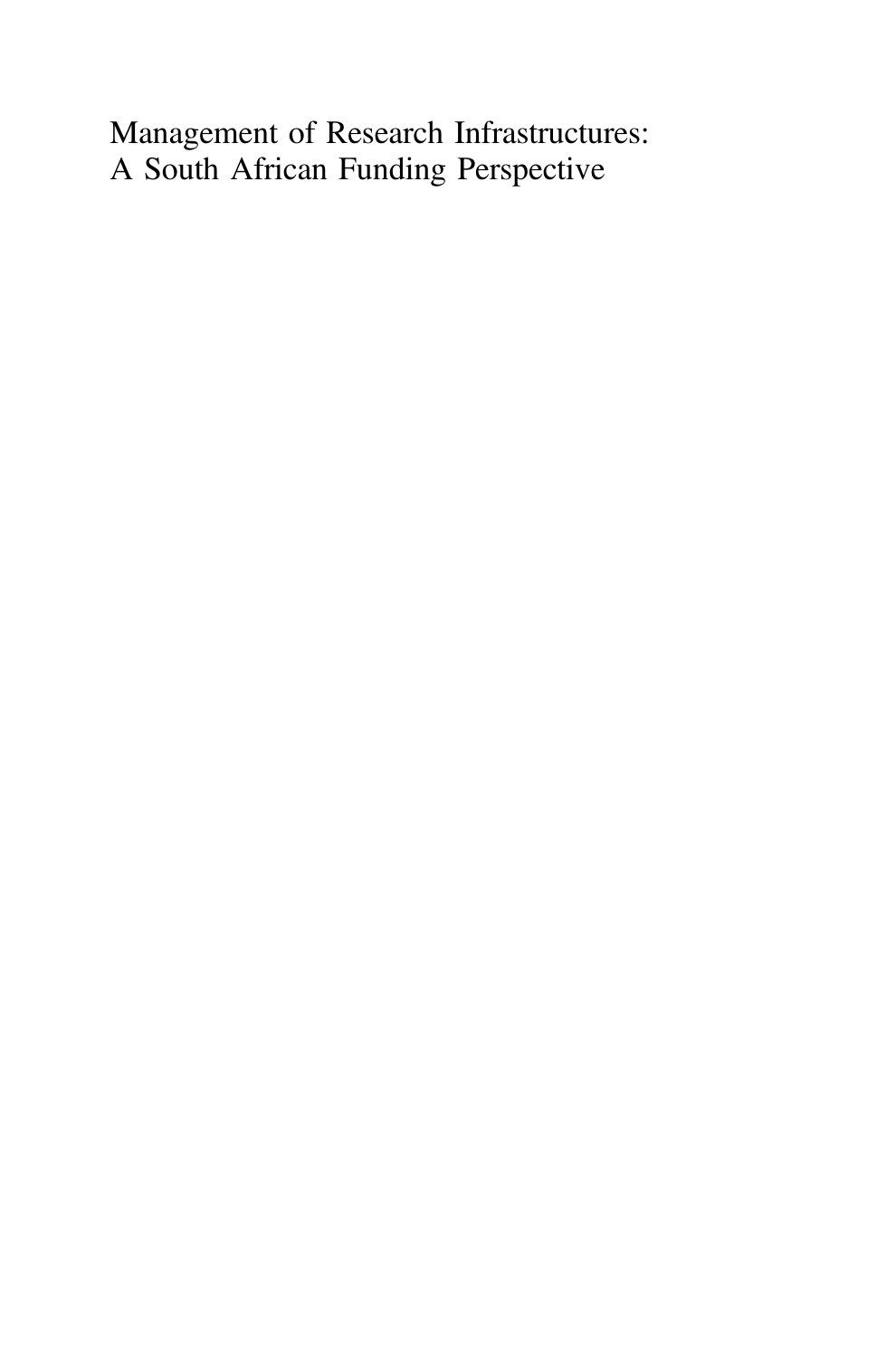# Management of Research Infrastructures: A South African Funding Perspective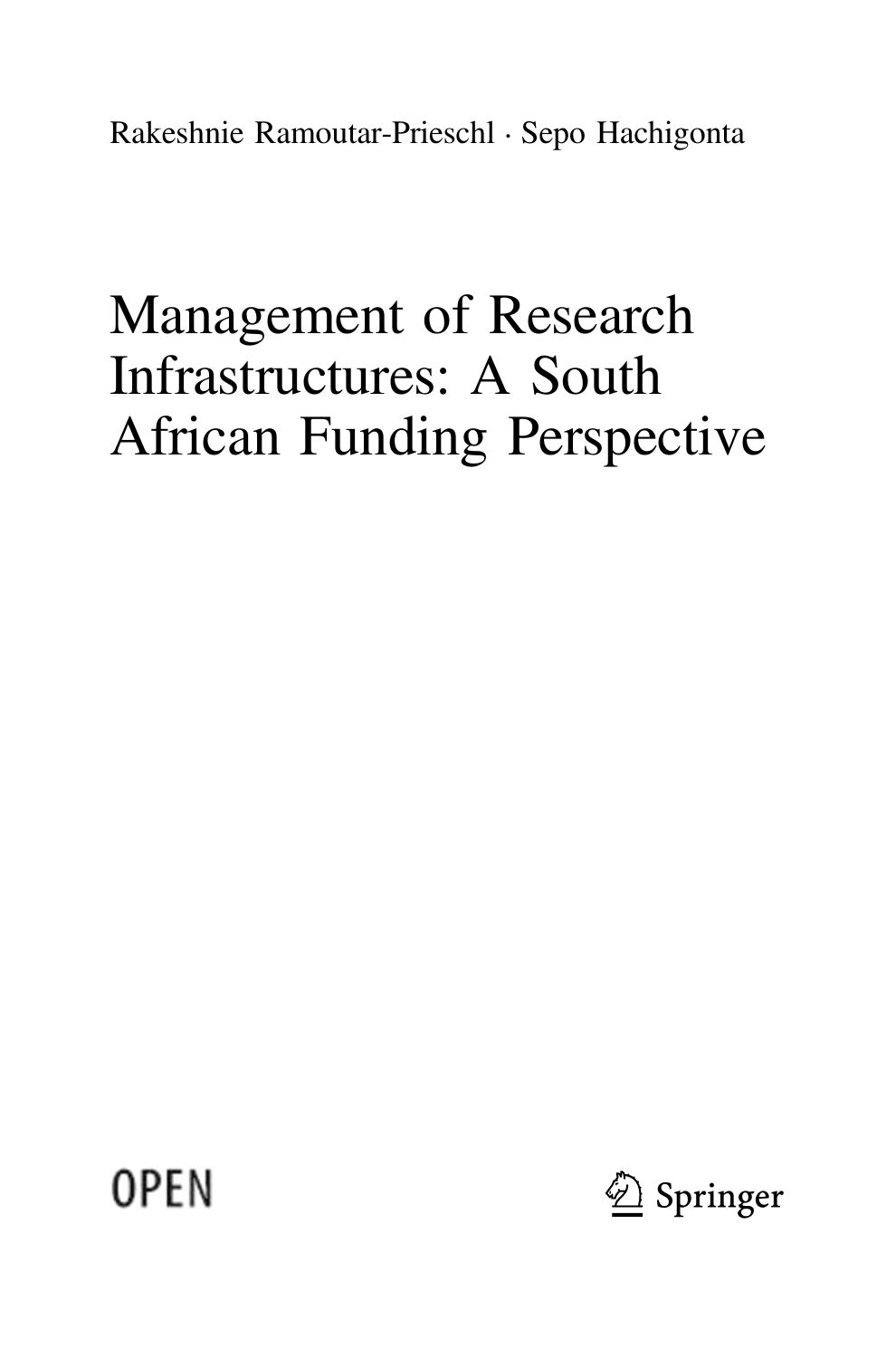Rakeshnie Ramoutar-Prieschl · Sepo Hachigonta

# Management of Research Infrastructures: A South African Funding Perspective

OPEN

Springer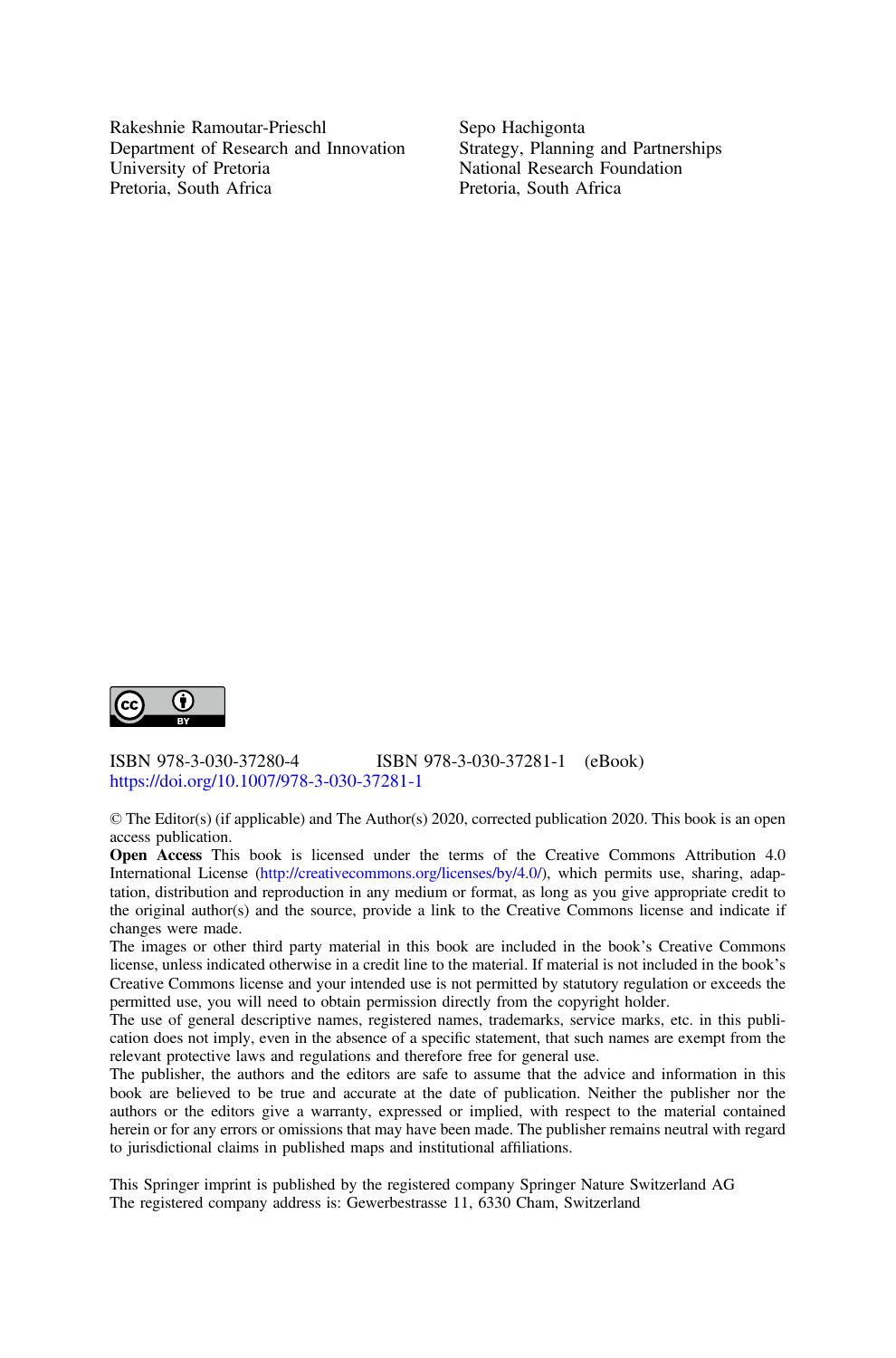Rakeshnie Ramoutar-Prieschl
Department of Research and Innovation
University of Pretoria
Pretoria, South Africa

Sepo Hachigonta
Strategy, Planning and Partnerships
National Research Foundation
Pretoria, South Africa

ISBN 978-3-030-37280-4 ISBN 978-3-030-37281-1 (eBook)
https://doi.org/10.1007/978-3-030-37281-1

© The Editor(s) (if applicable) and The Author(s) 2020, corrected publication 2020. This book is an open access publication.

**Open Access** This book is licensed under the terms of the Creative Commons Attribution 4.0 International License (http://creativecommons.org/licenses/by/4.0/), which permits use, sharing, adaptation, distribution and reproduction in any medium or format, as long as you give appropriate credit to the original author(s) and the source, provide a link to the Creative Commons license and indicate if changes were made.

The images or other third party material in this book are included in the book's Creative Commons license, unless indicated otherwise in a credit line to the material. If material is not included in the book's Creative Commons license and your intended use is not permitted by statutory regulation or exceeds the permitted use, you will need to obtain permission directly from the copyright holder.

The use of general descriptive names, registered names, trademarks, service marks, etc. in this publication does not imply, even in the absence of a specific statement, that such names are exempt from the relevant protective laws and regulations and therefore free for general use.

The publisher, the authors and the editors are safe to assume that the advice and information in this book are believed to be true and accurate at the date of publication. Neither the publisher nor the authors or the editors give a warranty, expressed or implied, with respect to the material contained herein or for any errors or omissions that may have been made. The publisher remains neutral with regard to jurisdictional claims in published maps and institutional affiliations.

This Springer imprint is published by the registered company Springer Nature Switzerland AG
The registered company address is: Gewerbestrasse 11, 6330 Cham, Switzerland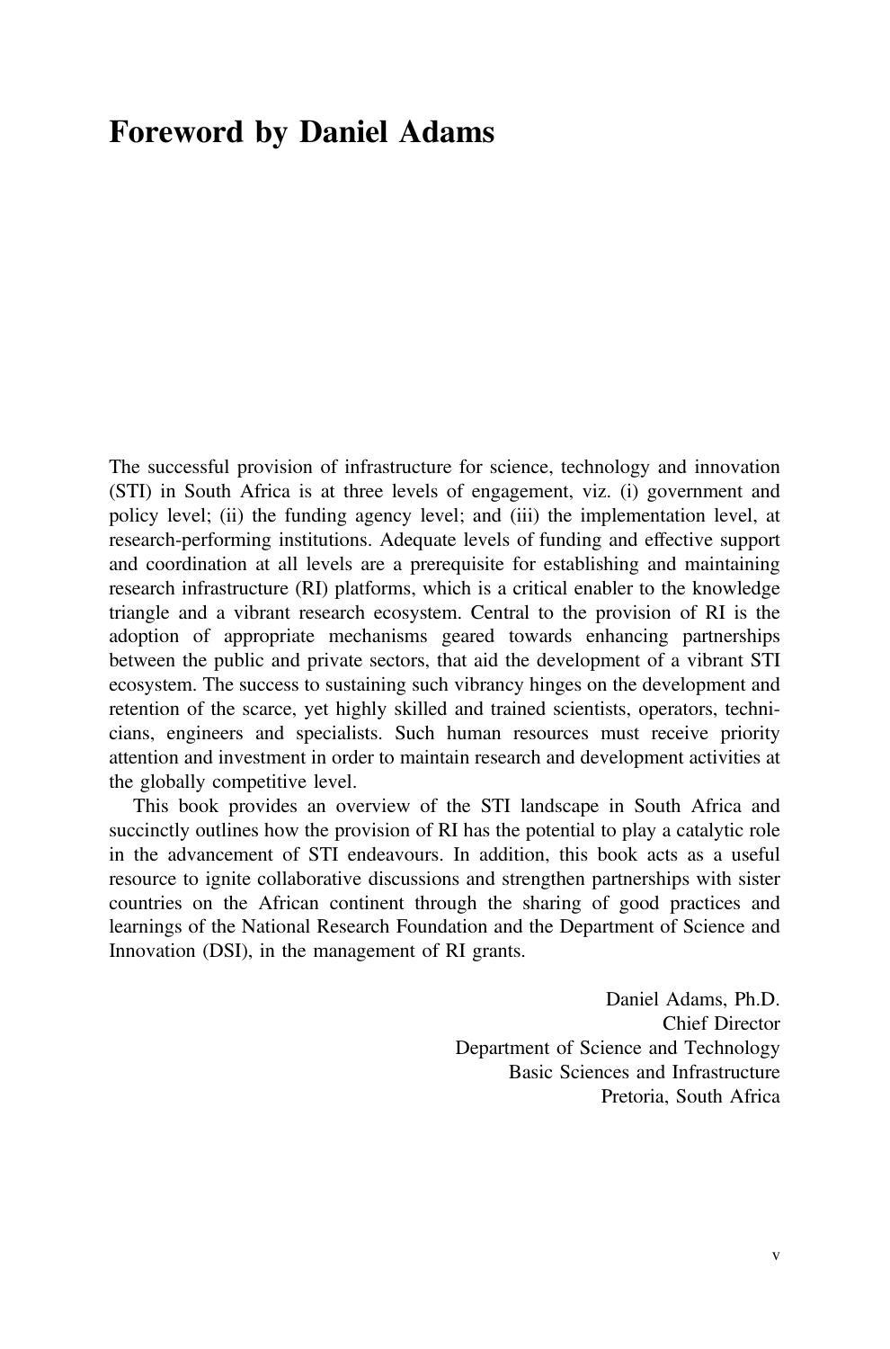# Foreword by Daniel Adams

The successful provision of infrastructure for science, technology and innovation (STI) in South Africa is at three levels of engagement, viz. (i) government and policy level; (ii) the funding agency level; and (iii) the implementation level, at research-performing institutions. Adequate levels of funding and effective support and coordination at all levels are a prerequisite for establishing and maintaining research infrastructure (RI) platforms, which is a critical enabler to the knowledge triangle and a vibrant research ecosystem. Central to the provision of RI is the adoption of appropriate mechanisms geared towards enhancing partnerships between the public and private sectors, that aid the development of a vibrant STI ecosystem. The success to sustaining such vibrancy hinges on the development and retention of the scarce, yet highly skilled and trained scientists, operators, technicians, engineers and specialists. Such human resources must receive priority attention and investment in order to maintain research and development activities at the globally competitive level.

This book provides an overview of the STI landscape in South Africa and succinctly outlines how the provision of RI has the potential to play a catalytic role in the advancement of STI endeavours. In addition, this book acts as a useful resource to ignite collaborative discussions and strengthen partnerships with sister countries on the African continent through the sharing of good practices and learnings of the National Research Foundation and the Department of Science and Innovation (DSI), in the management of RI grants.

Daniel Adams, Ph.D.
Chief Director
Department of Science and Technology
Basic Sciences and Infrastructure
Pretoria, South Africa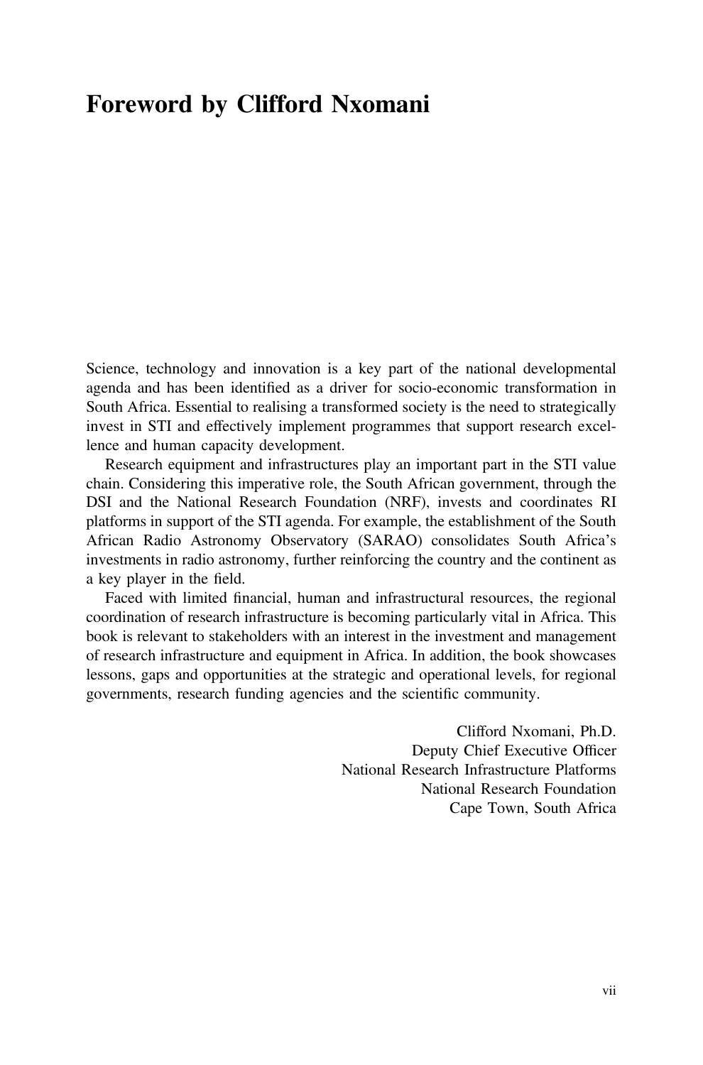# Foreword by Clifford Nxomani

Science, technology and innovation is a key part of the national developmental agenda and has been identified as a driver for socio-economic transformation in South Africa. Essential to realising a transformed society is the need to strategically invest in STI and effectively implement programmes that support research excellence and human capacity development.

Research equipment and infrastructures play an important part in the STI value chain. Considering this imperative role, the South African government, through the DSI and the National Research Foundation (NRF), invests and coordinates RI platforms in support of the STI agenda. For example, the establishment of the South African Radio Astronomy Observatory (SARAO) consolidates South Africa's investments in radio astronomy, further reinforcing the country and the continent as a key player in the field.

Faced with limited financial, human and infrastructural resources, the regional coordination of research infrastructure is becoming particularly vital in Africa. This book is relevant to stakeholders with an interest in the investment and management of research infrastructure and equipment in Africa. In addition, the book showcases lessons, gaps and opportunities at the strategic and operational levels, for regional governments, research funding agencies and the scientific community.

Clifford Nxomani, Ph.D.
Deputy Chief Executive Officer
National Research Infrastructure Platforms
National Research Foundation
Cape Town, South Africa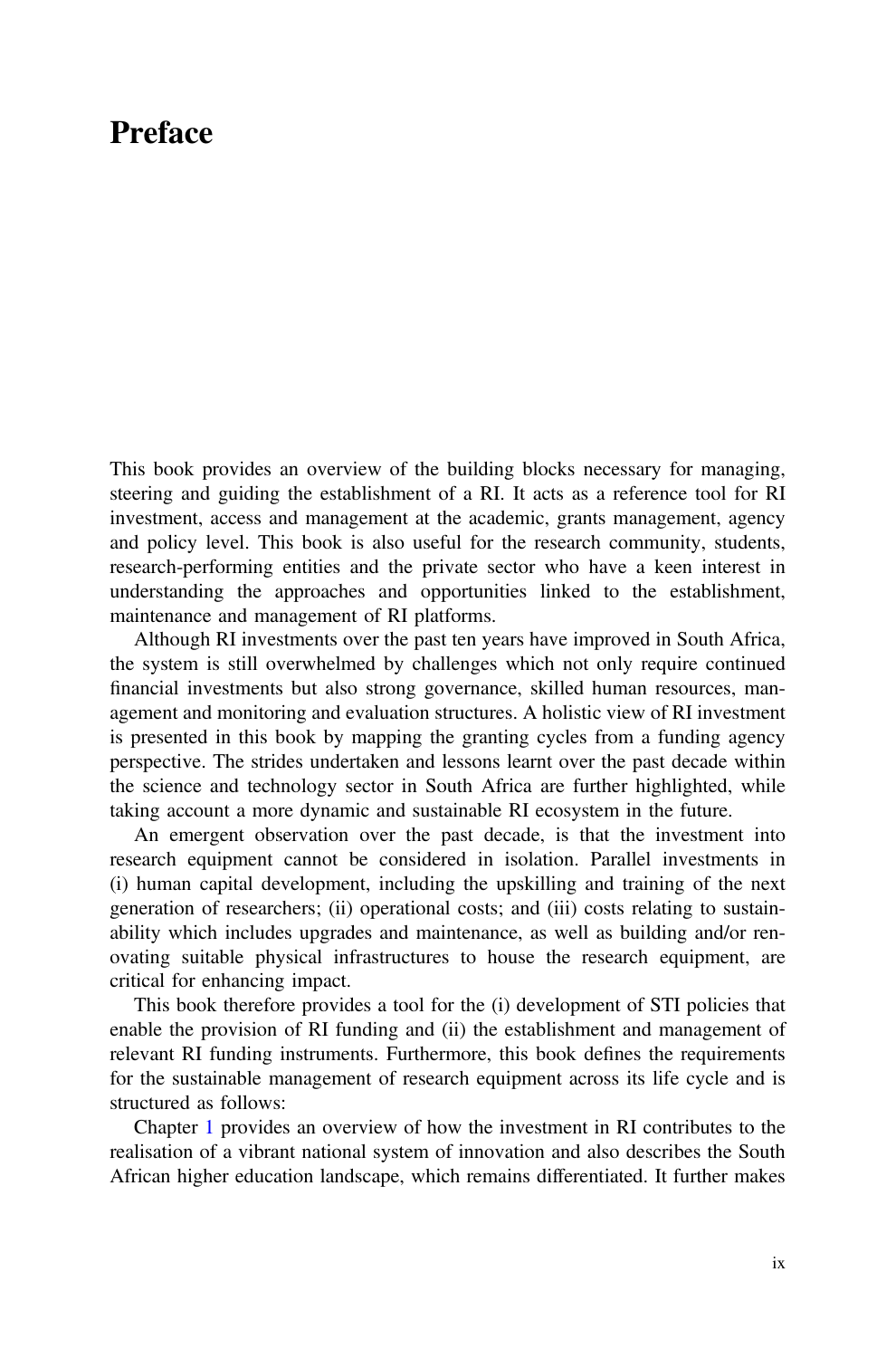# Preface

This book provides an overview of the building blocks necessary for managing, steering and guiding the establishment of a RI. It acts as a reference tool for RI investment, access and management at the academic, grants management, agency and policy level. This book is also useful for the research community, students, research-performing entities and the private sector who have a keen interest in understanding the approaches and opportunities linked to the establishment, maintenance and management of RI platforms.

Although RI investments over the past ten years have improved in South Africa, the system is still overwhelmed by challenges which not only require continued financial investments but also strong governance, skilled human resources, management and monitoring and evaluation structures. A holistic view of RI investment is presented in this book by mapping the granting cycles from a funding agency perspective. The strides undertaken and lessons learnt over the past decade within the science and technology sector in South Africa are further highlighted, while taking account a more dynamic and sustainable RI ecosystem in the future.

An emergent observation over the past decade, is that the investment into research equipment cannot be considered in isolation. Parallel investments in (i) human capital development, including the upskilling and training of the next generation of researchers; (ii) operational costs; and (iii) costs relating to sustainability which includes upgrades and maintenance, as well as building and/or renovating suitable physical infrastructures to house the research equipment, are critical for enhancing impact.

This book therefore provides a tool for the (i) development of STI policies that enable the provision of RI funding and (ii) the establishment and management of relevant RI funding instruments. Furthermore, this book defines the requirements for the sustainable management of research equipment across its life cycle and is structured as follows:

Chapter 1 provides an overview of how the investment in RI contributes to the realisation of a vibrant national system of innovation and also describes the South African higher education landscape, which remains differentiated. It further makes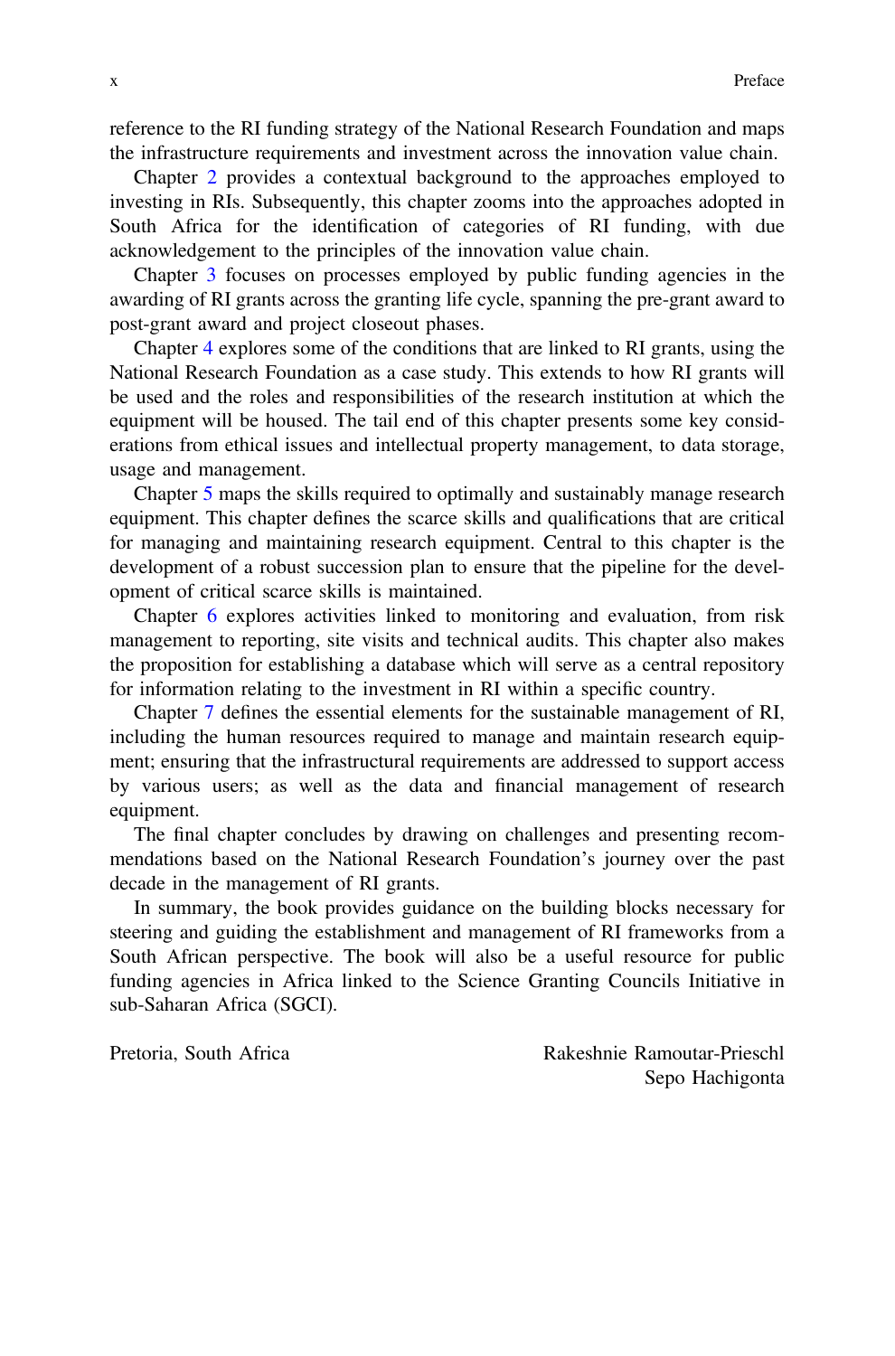reference to the RI funding strategy of the National Research Foundation and maps the infrastructure requirements and investment across the innovation value chain.

Chapter 2 provides a contextual background to the approaches employed to investing in RIs. Subsequently, this chapter zooms into the approaches adopted in South Africa for the identification of categories of RI funding, with due acknowledgement to the principles of the innovation value chain.

Chapter 3 focuses on processes employed by public funding agencies in the awarding of RI grants across the granting life cycle, spanning the pre-grant award to post-grant award and project closeout phases.

Chapter 4 explores some of the conditions that are linked to RI grants, using the National Research Foundation as a case study. This extends to how RI grants will be used and the roles and responsibilities of the research institution at which the equipment will be housed. The tail end of this chapter presents some key considerations from ethical issues and intellectual property management, to data storage, usage and management.

Chapter 5 maps the skills required to optimally and sustainably manage research equipment. This chapter defines the scarce skills and qualifications that are critical for managing and maintaining research equipment. Central to this chapter is the development of a robust succession plan to ensure that the pipeline for the development of critical scarce skills is maintained.

Chapter 6 explores activities linked to monitoring and evaluation, from risk management to reporting, site visits and technical audits. This chapter also makes the proposition for establishing a database which will serve as a central repository for information relating to the investment in RI within a specific country.

Chapter 7 defines the essential elements for the sustainable management of RI, including the human resources required to manage and maintain research equipment; ensuring that the infrastructural requirements are addressed to support access by various users; as well as the data and financial management of research equipment.

The final chapter concludes by drawing on challenges and presenting recommendations based on the National Research Foundation's journey over the past decade in the management of RI grants.

In summary, the book provides guidance on the building blocks necessary for steering and guiding the establishment and management of RI frameworks from a South African perspective. The book will also be a useful resource for public funding agencies in Africa linked to the Science Granting Councils Initiative in sub-Saharan Africa (SGCI).

Pretoria, South Africa

Rakeshnie Ramoutar-Prieschl
Sepo Hachigonta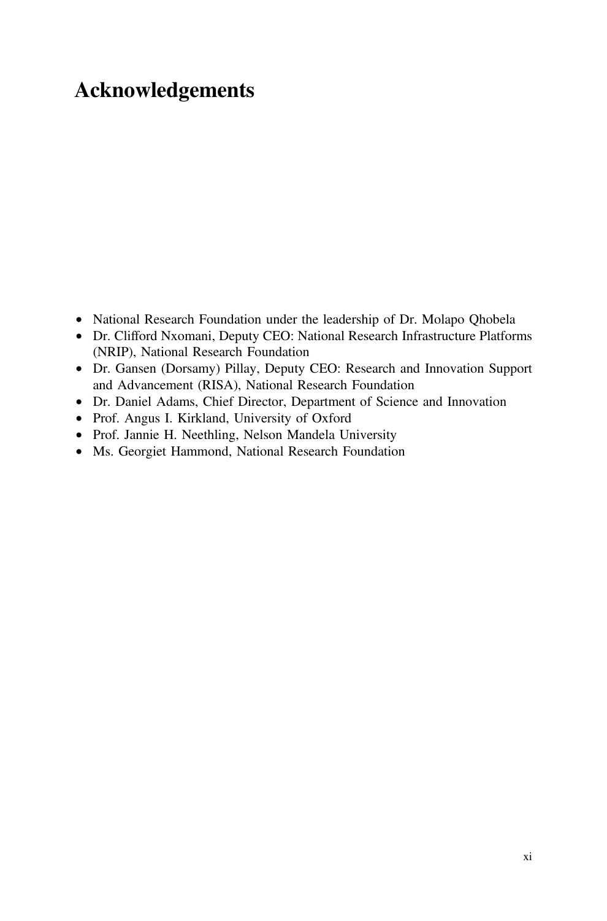# Acknowledgements

- National Research Foundation under the leadership of Dr. Molapo Qhobela
- Dr. Clifford Nxomani, Deputy CEO: National Research Infrastructure Platforms (NRIP), National Research Foundation
- Dr. Gansen (Dorsamy) Pillay, Deputy CEO: Research and Innovation Support and Advancement (RISA), National Research Foundation
- Dr. Daniel Adams, Chief Director, Department of Science and Innovation
- Prof. Angus I. Kirkland, University of Oxford
- Prof. Jannie H. Neethling, Nelson Mandela University
- Ms. Georgiet Hammond, National Research Foundation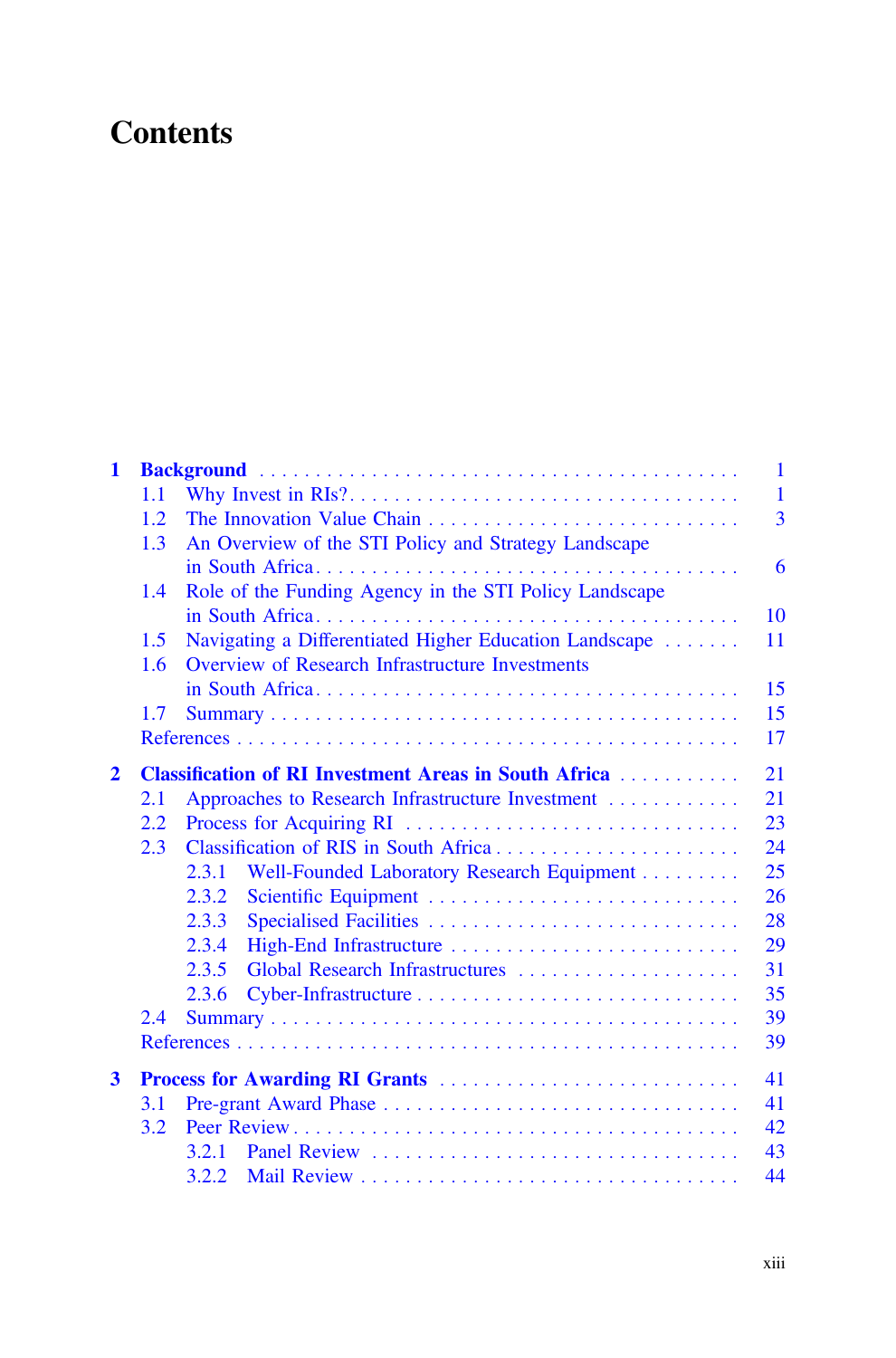# Contents

**1 Background** ... 1
- 1.1 Why Invest in RIs? ... 1
- 1.2 The Innovation Value Chain ... 3
- 1.3 An Overview of the STI Policy and Strategy Landscape in South Africa ... 6
- 1.4 Role of the Funding Agency in the STI Policy Landscape in South Africa ... 10
- 1.5 Navigating a Differentiated Higher Education Landscape ... 11
- 1.6 Overview of Research Infrastructure Investments in South Africa ... 15
- 1.7 Summary ... 15
- References ... 17

**2 Classification of RI Investment Areas in South Africa** ... 21
- 2.1 Approaches to Research Infrastructure Investment ... 21
- 2.2 Process for Acquiring RI ... 23
- 2.3 Classification of RIS in South Africa ... 24
  - 2.3.1 Well-Founded Laboratory Research Equipment ... 25
  - 2.3.2 Scientific Equipment ... 26
  - 2.3.3 Specialised Facilities ... 28
  - 2.3.4 High-End Infrastructure ... 29
  - 2.3.5 Global Research Infrastructures ... 31
  - 2.3.6 Cyber-Infrastructure ... 35
- 2.4 Summary ... 39
- References ... 39

**3 Process for Awarding RI Grants** ... 41
- 3.1 Pre-grant Award Phase ... 41
- 3.2 Peer Review ... 42
  - 3.2.1 Panel Review ... 43
  - 3.2.2 Mail Review ... 44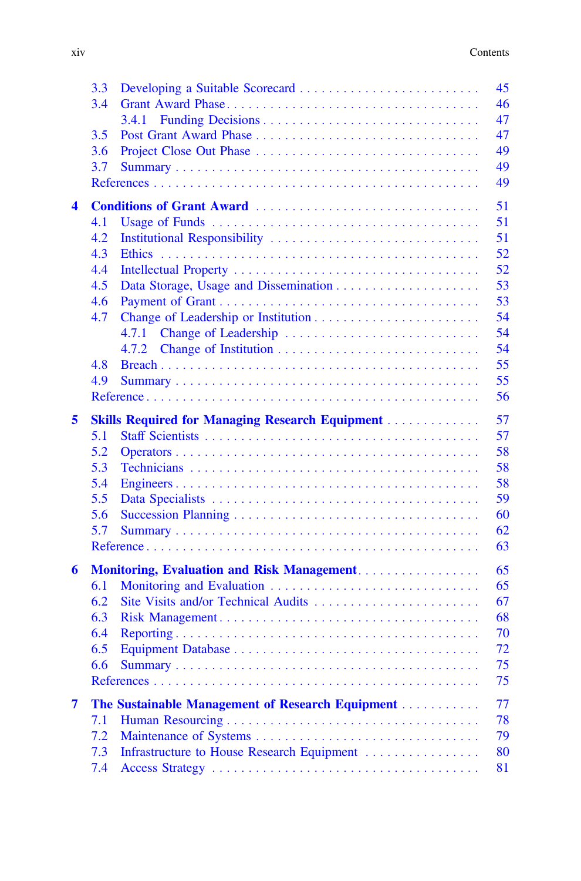3.3 Developing a Suitable Scorecard . . . . . . . . . . . . . . . . . . . . . . . . 45
3.4 Grant Award Phase . . . . . . . . . . . . . . . . . . . . . . . . . . . . . . . 46
    3.4.1 Funding Decisions . . . . . . . . . . . . . . . . . . . . . . . . . . . 47
3.5 Post Grant Award Phase . . . . . . . . . . . . . . . . . . . . . . . . . . . . 47
3.6 Project Close Out Phase . . . . . . . . . . . . . . . . . . . . . . . . . . . . 49
3.7 Summary . . . . . . . . . . . . . . . . . . . . . . . . . . . . . . . . . . . . 49
References . . . . . . . . . . . . . . . . . . . . . . . . . . . . . . . . . . . . . 49

**4 Conditions of Grant Award** . . . . . . . . . . . . . . . . . . . . . . . . . . . 51
4.1 Usage of Funds . . . . . . . . . . . . . . . . . . . . . . . . . . . . . . . . . 51
4.2 Institutional Responsibility . . . . . . . . . . . . . . . . . . . . . . . . . . 51
4.3 Ethics . . . . . . . . . . . . . . . . . . . . . . . . . . . . . . . . . . . . . . 52
4.4 Intellectual Property . . . . . . . . . . . . . . . . . . . . . . . . . . . . . . 52
4.5 Data Storage, Usage and Dissemination . . . . . . . . . . . . . . . . . . . . 53
4.6 Payment of Grant . . . . . . . . . . . . . . . . . . . . . . . . . . . . . . . . 53
4.7 Change of Leadership or Institution . . . . . . . . . . . . . . . . . . . . . . 54
    4.7.1 Change of Leadership . . . . . . . . . . . . . . . . . . . . . . . . . 54
    4.7.2 Change of Institution . . . . . . . . . . . . . . . . . . . . . . . . . 54
4.8 Breach . . . . . . . . . . . . . . . . . . . . . . . . . . . . . . . . . . . . . . 55
4.9 Summary . . . . . . . . . . . . . . . . . . . . . . . . . . . . . . . . . . . . 55
Reference . . . . . . . . . . . . . . . . . . . . . . . . . . . . . . . . . . . . . . 56

**5 Skills Required for Managing Research Equipment** . . . . . . . . . . . . . 57
5.1 Staff Scientists . . . . . . . . . . . . . . . . . . . . . . . . . . . . . . . . . 57
5.2 Operators . . . . . . . . . . . . . . . . . . . . . . . . . . . . . . . . . . . . 58
5.3 Technicians . . . . . . . . . . . . . . . . . . . . . . . . . . . . . . . . . . . 58
5.4 Engineers . . . . . . . . . . . . . . . . . . . . . . . . . . . . . . . . . . . . 58
5.5 Data Specialists . . . . . . . . . . . . . . . . . . . . . . . . . . . . . . . . . 59
5.6 Succession Planning . . . . . . . . . . . . . . . . . . . . . . . . . . . . . . . 60
5.7 Summary . . . . . . . . . . . . . . . . . . . . . . . . . . . . . . . . . . . . 62
Reference . . . . . . . . . . . . . . . . . . . . . . . . . . . . . . . . . . . . . . 63

**6 Monitoring, Evaluation and Risk Management** . . . . . . . . . . . . . . . . 65
6.1 Monitoring and Evaluation . . . . . . . . . . . . . . . . . . . . . . . . . . . 65
6.2 Site Visits and/or Technical Audits . . . . . . . . . . . . . . . . . . . . . . 67
6.3 Risk Management . . . . . . . . . . . . . . . . . . . . . . . . . . . . . . . . 68
6.4 Reporting . . . . . . . . . . . . . . . . . . . . . . . . . . . . . . . . . . . . 70
6.5 Equipment Database . . . . . . . . . . . . . . . . . . . . . . . . . . . . . . 72
6.6 Summary . . . . . . . . . . . . . . . . . . . . . . . . . . . . . . . . . . . . 75
References . . . . . . . . . . . . . . . . . . . . . . . . . . . . . . . . . . . . . 75

**7 The Sustainable Management of Research Equipment** . . . . . . . . . . . 77
7.1 Human Resourcing . . . . . . . . . . . . . . . . . . . . . . . . . . . . . . . 78
7.2 Maintenance of Systems . . . . . . . . . . . . . . . . . . . . . . . . . . . . 79
7.3 Infrastructure to House Research Equipment . . . . . . . . . . . . . . . . . 80
7.4 Access Strategy . . . . . . . . . . . . . . . . . . . . . . . . . . . . . . . . . 81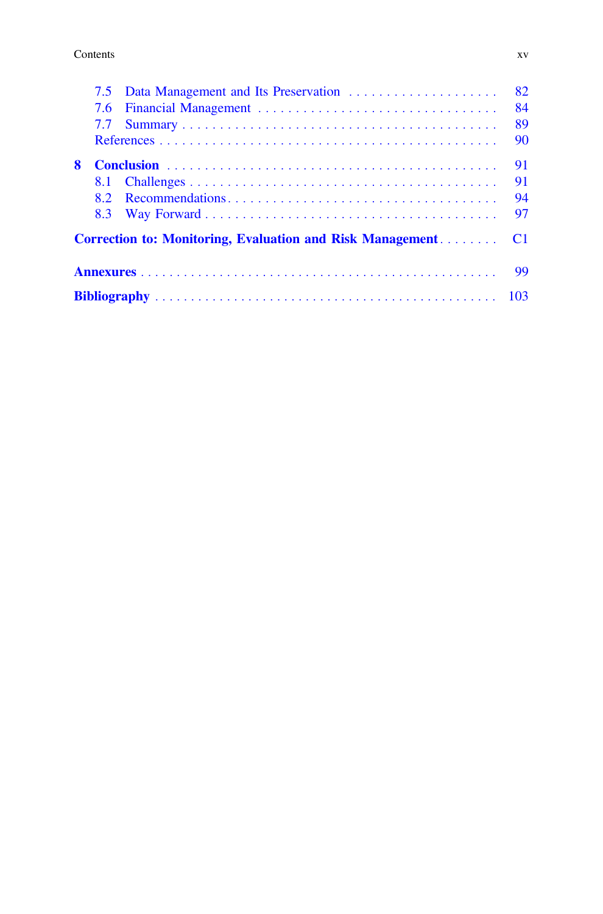7.5 Data Management and Its Preservation . . . . . . . . . . . . . . . . . . . . . 82
7.6 Financial Management . . . . . . . . . . . . . . . . . . . . . . . . . . . . . . . 84
7.7 Summary . . . . . . . . . . . . . . . . . . . . . . . . . . . . . . . . . . . . . . . 89
References . . . . . . . . . . . . . . . . . . . . . . . . . . . . . . . . . . . . . . . . . 90

**8 Conclusion** . . . . . . . . . . . . . . . . . . . . . . . . . . . . . . . . . . . . . . . 91
8.1 Challenges . . . . . . . . . . . . . . . . . . . . . . . . . . . . . . . . . . . . . . 91
8.2 Recommendations . . . . . . . . . . . . . . . . . . . . . . . . . . . . . . . . . . 94
8.3 Way Forward . . . . . . . . . . . . . . . . . . . . . . . . . . . . . . . . . . . . . 97

**Correction to: Monitoring, Evaluation and Risk Management** . . . . . . . . C1

**Annexures** . . . . . . . . . . . . . . . . . . . . . . . . . . . . . . . . . . . . . . . . 99

**Bibliography** . . . . . . . . . . . . . . . . . . . . . . . . . . . . . . . . . . . . . . 103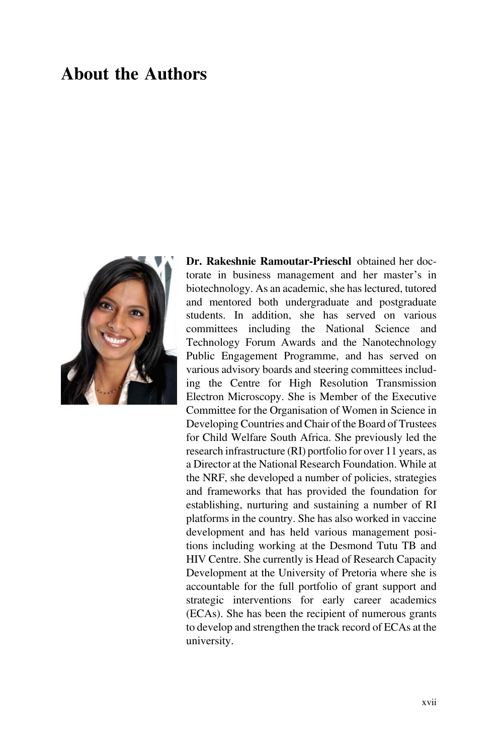# About the Authors

**Dr. Rakeshnie Ramoutar-Prieschl** obtained her doctorate in business management and her master's in biotechnology. As an academic, she has lectured, tutored and mentored both undergraduate and postgraduate students. In addition, she has served on various committees including the National Science and Technology Forum Awards and the Nanotechnology Public Engagement Programme, and has served on various advisory boards and steering committees including the Centre for High Resolution Transmission Electron Microscopy. She is Member of the Executive Committee for the Organisation of Women in Science in Developing Countries and Chair of the Board of Trustees for Child Welfare South Africa. She previously led the research infrastructure (RI) portfolio for over 11 years, as a Director at the National Research Foundation. While at the NRF, she developed a number of policies, strategies and frameworks that has provided the foundation for establishing, nurturing and sustaining a number of RI platforms in the country. She has also worked in vaccine development and has held various management positions including working at the Desmond Tutu TB and HIV Centre. She currently is Head of Research Capacity Development at the University of Pretoria where she is accountable for the full portfolio of grant support and strategic interventions for early career academics (ECAs). She has been the recipient of numerous grants to develop and strengthen the track record of ECAs at the university.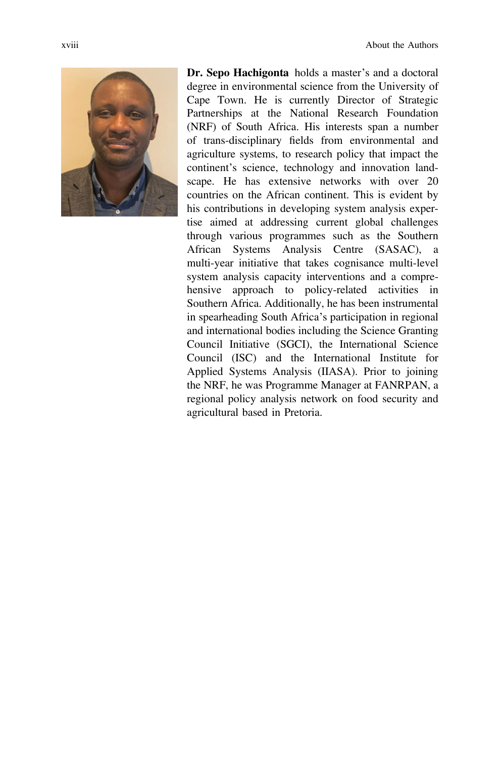**Dr. Sepo Hachigonta** holds a master's and a doctoral degree in environmental science from the University of Cape Town. He is currently Director of Strategic Partnerships at the National Research Foundation (NRF) of South Africa. His interests span a number of trans-disciplinary fields from environmental and agriculture systems, to research policy that impact the continent's science, technology and innovation landscape. He has extensive networks with over 20 countries on the African continent. This is evident by his contributions in developing system analysis expertise aimed at addressing current global challenges through various programmes such as the Southern African Systems Analysis Centre (SASAC), a multi-year initiative that takes cognisance multi-level system analysis capacity interventions and a comprehensive approach to policy-related activities in Southern Africa. Additionally, he has been instrumental in spearheading South Africa's participation in regional and international bodies including the Science Granting Council Initiative (SGCI), the International Science Council (ISC) and the International Institute for Applied Systems Analysis (IIASA). Prior to joining the NRF, he was Programme Manager at FANRPAN, a regional policy analysis network on food security and agricultural based in Pretoria.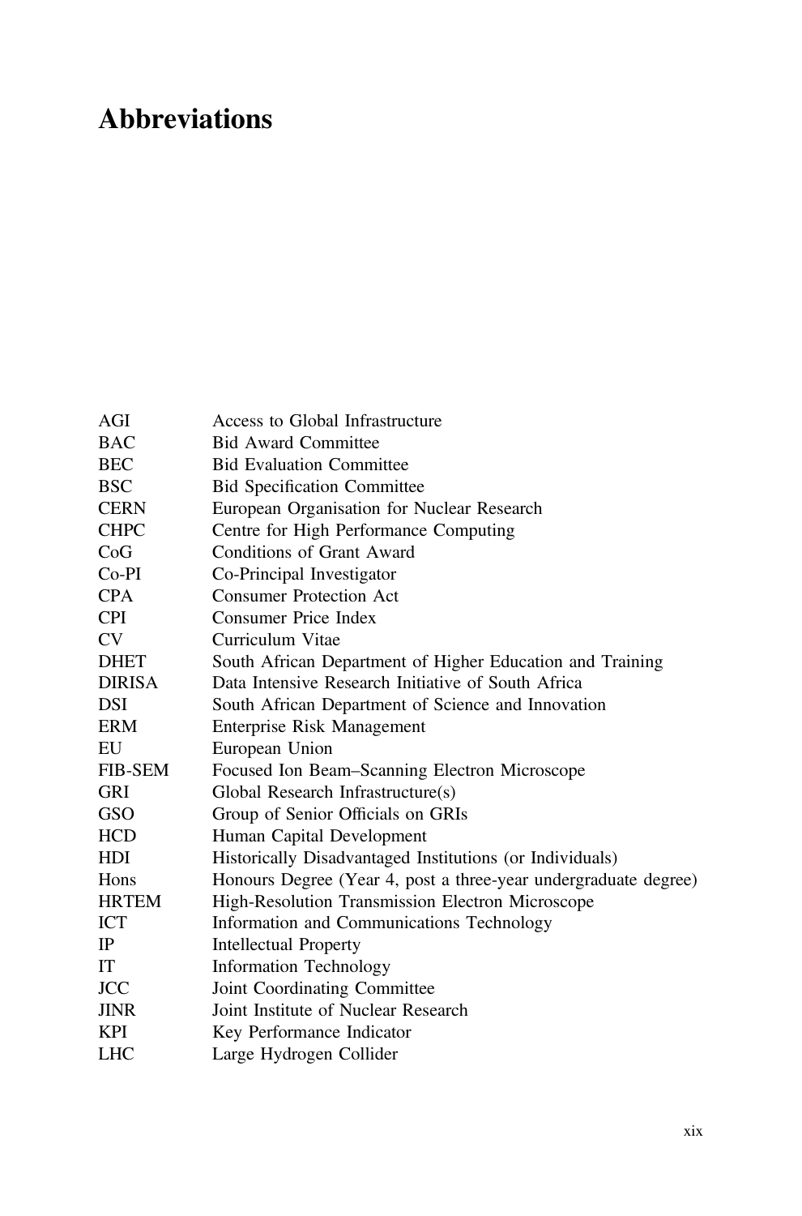# Abbreviations

| | |
|---|---|
| AGI | Access to Global Infrastructure |
| BAC | Bid Award Committee |
| BEC | Bid Evaluation Committee |
| BSC | Bid Specification Committee |
| CERN | European Organisation for Nuclear Research |
| CHPC | Centre for High Performance Computing |
| CoG | Conditions of Grant Award |
| Co-PI | Co-Principal Investigator |
| CPA | Consumer Protection Act |
| CPI | Consumer Price Index |
| CV | Curriculum Vitae |
| DHET | South African Department of Higher Education and Training |
| DIRISA | Data Intensive Research Initiative of South Africa |
| DSI | South African Department of Science and Innovation |
| ERM | Enterprise Risk Management |
| EU | European Union |
| FIB-SEM | Focused Ion Beam–Scanning Electron Microscope |
| GRI | Global Research Infrastructure(s) |
| GSO | Group of Senior Officials on GRIs |
| HCD | Human Capital Development |
| HDI | Historically Disadvantaged Institutions (or Individuals) |
| Hons | Honours Degree (Year 4, post a three-year undergraduate degree) |
| HRTEM | High-Resolution Transmission Electron Microscope |
| ICT | Information and Communications Technology |
| IP | Intellectual Property |
| IT | Information Technology |
| JCC | Joint Coordinating Committee |
| JINR | Joint Institute of Nuclear Research |
| KPI | Key Performance Indicator |
| LHC | Large Hydrogen Collider |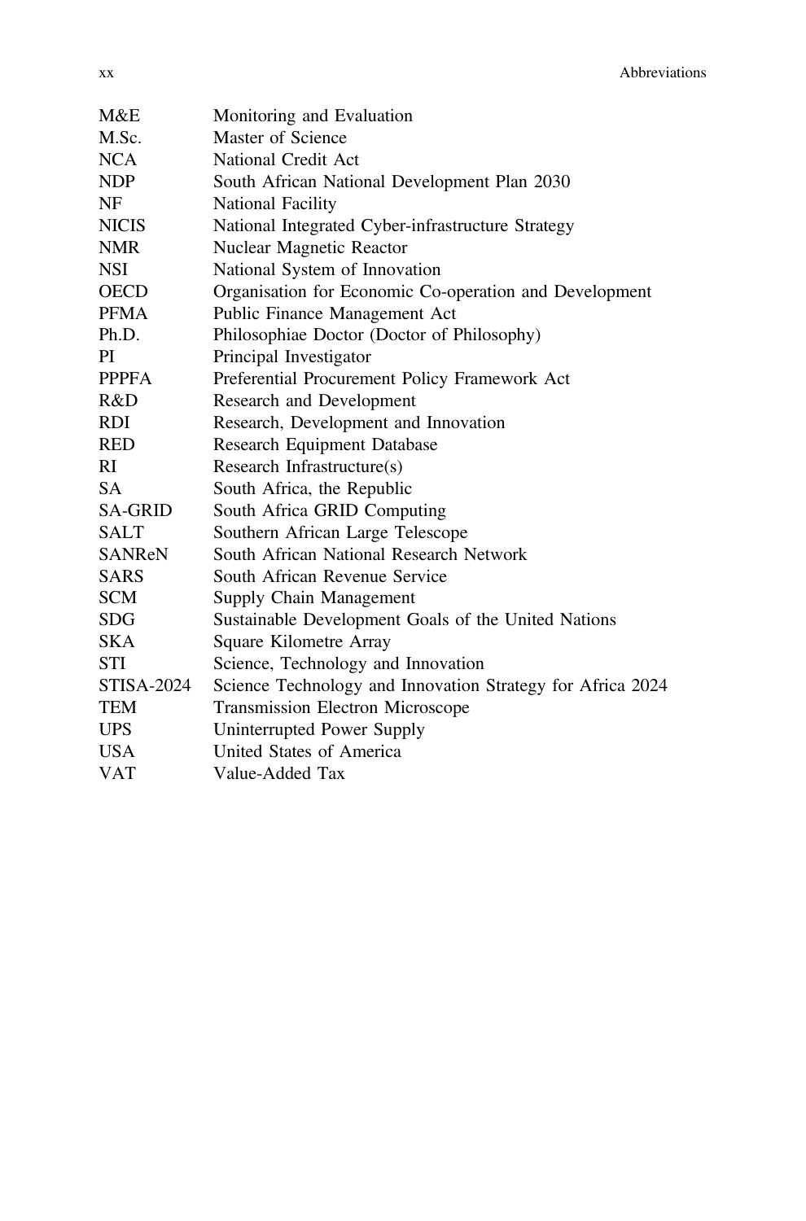| | |
|---|---|
| M&E | Monitoring and Evaluation |
| M.Sc. | Master of Science |
| NCA | National Credit Act |
| NDP | South African National Development Plan 2030 |
| NF | National Facility |
| NICIS | National Integrated Cyber-infrastructure Strategy |
| NMR | Nuclear Magnetic Reactor |
| NSI | National System of Innovation |
| OECD | Organisation for Economic Co-operation and Development |
| PFMA | Public Finance Management Act |
| Ph.D. | Philosophiae Doctor (Doctor of Philosophy) |
| PI | Principal Investigator |
| PPPFA | Preferential Procurement Policy Framework Act |
| R&D | Research and Development |
| RDI | Research, Development and Innovation |
| RED | Research Equipment Database |
| RI | Research Infrastructure(s) |
| SA | South Africa, the Republic |
| SA-GRID | South Africa GRID Computing |
| SALT | Southern African Large Telescope |
| SANReN | South African National Research Network |
| SARS | South African Revenue Service |
| SCM | Supply Chain Management |
| SDG | Sustainable Development Goals of the United Nations |
| SKA | Square Kilometre Array |
| STI | Science, Technology and Innovation |
| STISA-2024 | Science Technology and Innovation Strategy for Africa 2024 |
| TEM | Transmission Electron Microscope |
| UPS | Uninterrupted Power Supply |
| USA | United States of America |
| VAT | Value-Added Tax |